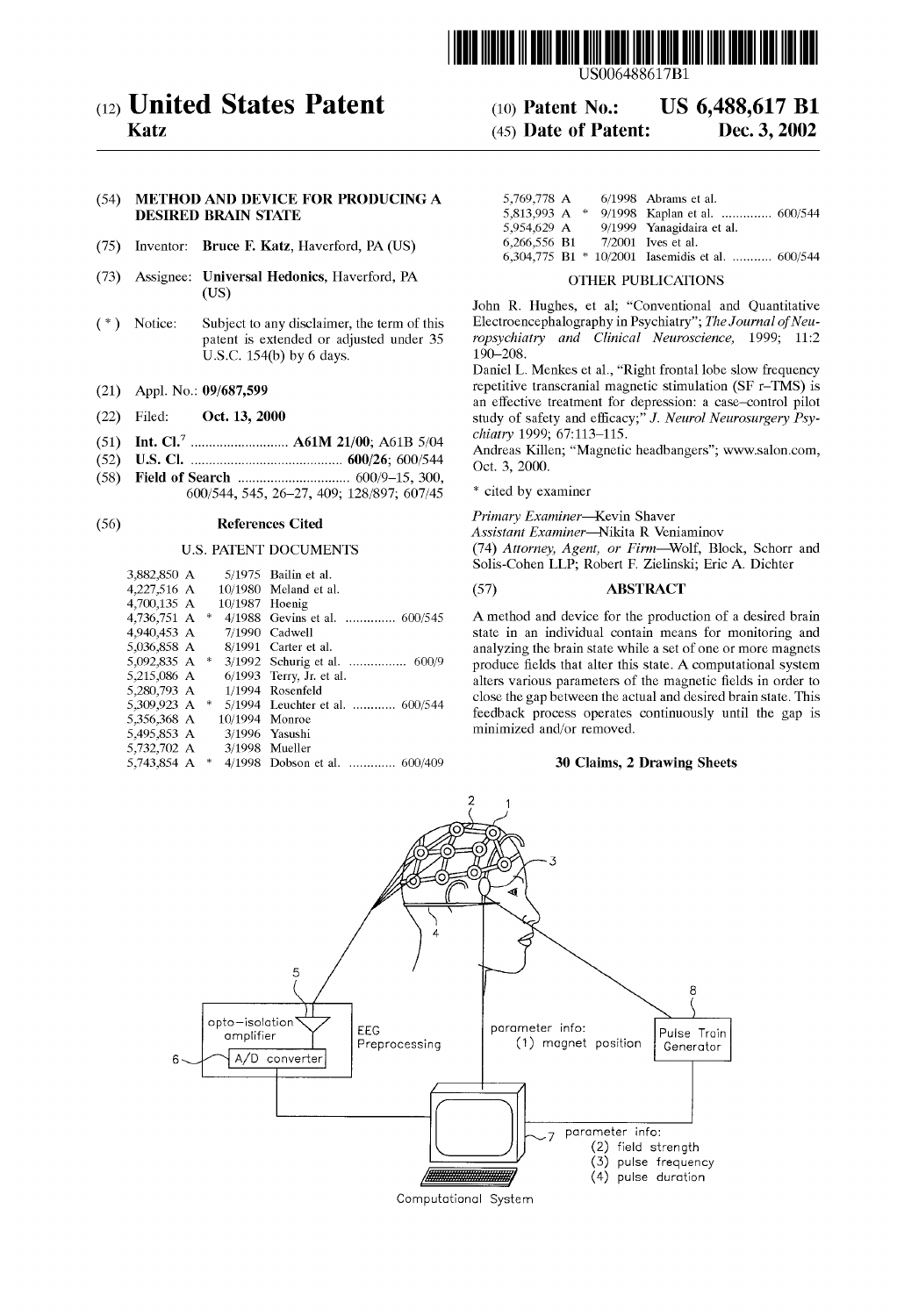US006488617B1

# (12) United States Patent
**Katz**

**(10) Patent No.: US 6,488,617 B1**
**(45) Date of Patent: Dec. 3, 2002**

(54) **METHOD AND DEVICE FOR PRODUCING A DESIRED BRAIN STATE**

(75) Inventor: **Bruce F. Katz**, Haverford, PA (US)

(73) Assignee: **Universal Hedonics**, Haverford, PA (US)

(*) Notice: Subject to any disclaimer, the term of this patent is extended or adjusted under 35 U.S.C. 154(b) by 6 days.

(21) Appl. No.: **09/687,599**

(22) Filed: **Oct. 13, 2000**

(51) **Int. Cl.**[7] .......................... **A61M 21/00**; A61B 5/04

(52) **U.S. Cl.** .......................... **600/26**; 600/544

(58) **Field of Search** .......................... 600/9–15, 300, 600/544, 545, 26–27, 409; 128/897; 607/45

## (56) References Cited

### U.S. PATENT DOCUMENTS

| | | | |
|---|---|---|---|
| 3,882,850 A | | 5/1975 | Bailin et al. |
| 4,227,516 A | | 10/1980 | Meland et al. |
| 4,700,135 A | | 10/1987 | Hoenig |
| 4,736,751 A | * | 4/1988 | Gevins et al. .............. 600/545 |
| 4,940,453 A | | 7/1990 | Cadwell |
| 5,036,858 A | | 8/1991 | Carter et al. |
| 5,092,835 A | * | 3/1992 | Schurig et al. ................ 600/9 |
| 5,215,086 A | | 6/1993 | Terry, Jr. et al. |
| 5,280,793 A | | 1/1994 | Rosenfeld |
| 5,309,923 A | * | 5/1994 | Leuchter et al. ............ 600/544 |
| 5,356,368 A | | 10/1994 | Monroe |
| 5,495,853 A | | 3/1996 | Yasushi |
| 5,732,702 A | | 3/1998 | Mueller |
| 5,743,854 A | * | 4/1998 | Dobson et al. ............. 600/409 |
| 5,769,778 A | | 6/1998 | Abrams et al. |
| 5,813,993 A | * | 9/1998 | Kaplan et al. .............. 600/544 |
| 5,954,629 A | | 9/1999 | Yanagidaira et al. |
| 6,266,556 B1 | | 7/2001 | Ives et al. |
| 6,304,775 B1 | * | 10/2001 | Iasemidis et al. ........... 600/544 |

### OTHER PUBLICATIONS

John R. Hughes, et al; "Conventional and Quantitative Electroencephalography in Psychiatry"; *The Journal of Neuropsychiatry and Clinical Neuroscience,* 1999; 11:2 190–208.

Daniel L. Menkes et al., "Right frontal lobe slow frequency repetitive transcranial magnetic stimulation (SF r–TMS) is an effective treatment for depression: a case–control pilot study of safety and efficacy;" *J. Neurol Neurosurgery Psychiatry* 1999; 67:113–115.

Andreas Killen; "Magnetic headbangers"; www.salon.com, Oct. 3, 2000.

\* cited by examiner

*Primary Examiner*—Kevin Shaver
*Assistant Examiner*—Nikita R Veniaminov
(74) *Attorney, Agent, or Firm*—Wolf, Block, Schorr and Solis-Cohen LLP; Robert F. Zielinski; Eric A. Dichter

## (57) ABSTRACT

A method and device for the production of a desired brain state in an individual contain means for monitoring and analyzing the brain state while a set of one or more magnets produce fields that alter this state. A computational system alters various parameters of the magnetic fields in order to close the gap between the actual and desired brain state. This feedback process operates continuously until the gap is minimized and/or removed.

**30 Claims, 2 Drawing Sheets**

opto-isolation amplifier, A/D converter, EEG Preprocessing; parameter info: (1) magnet position; Pulse Train Generator; parameter info: (2) field strength (3) pulse frequency (4) pulse duration; Computational System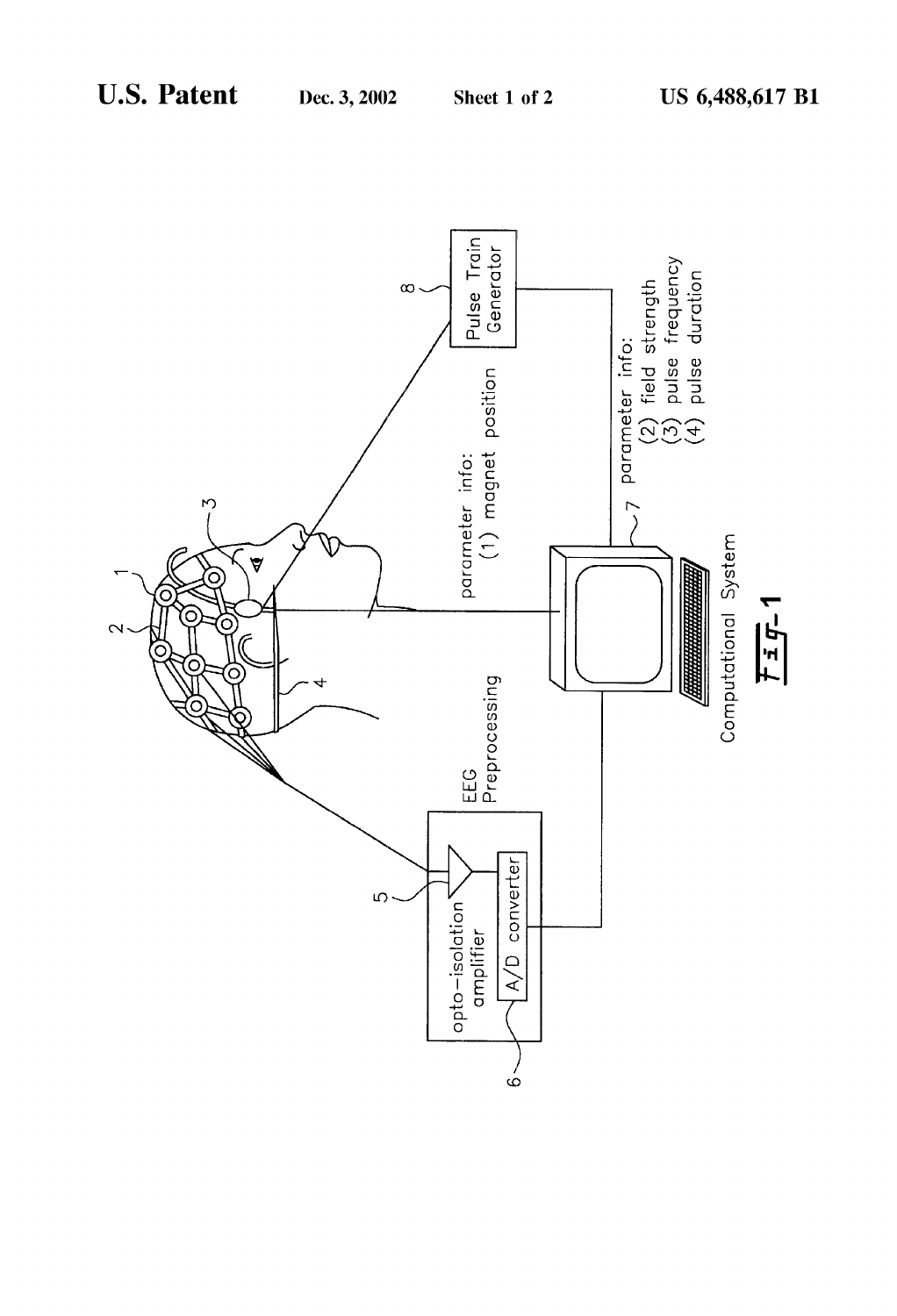opto-isolation amplifier

A/D converter

EEG Preprocessing

parameter info:
(1) magnet position

Pulse Train Generator

parameter info:
(2) field strength
(3) pulse frequency
(4) pulse duration

Computational System

FIG-1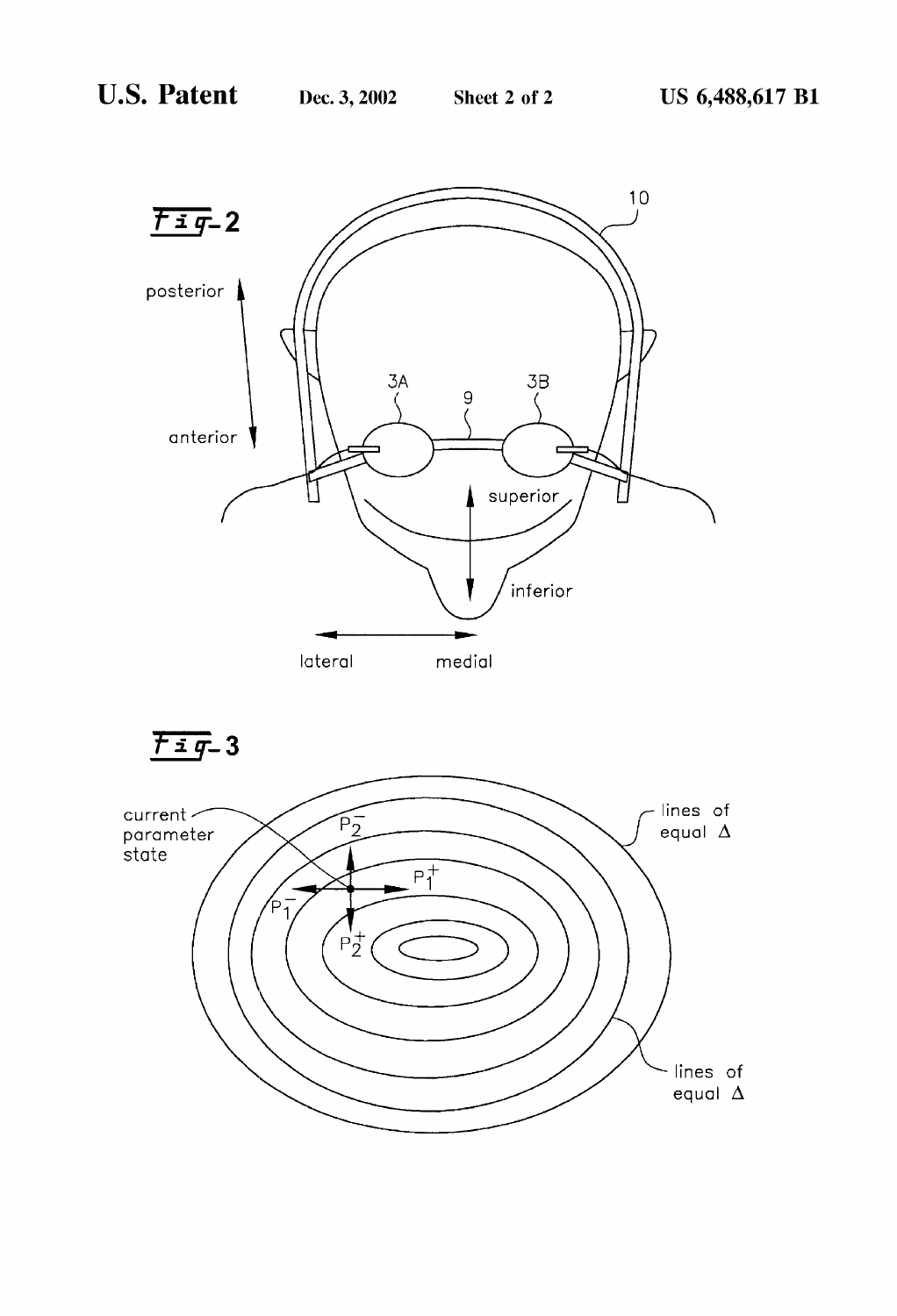Fig-2

Fig-3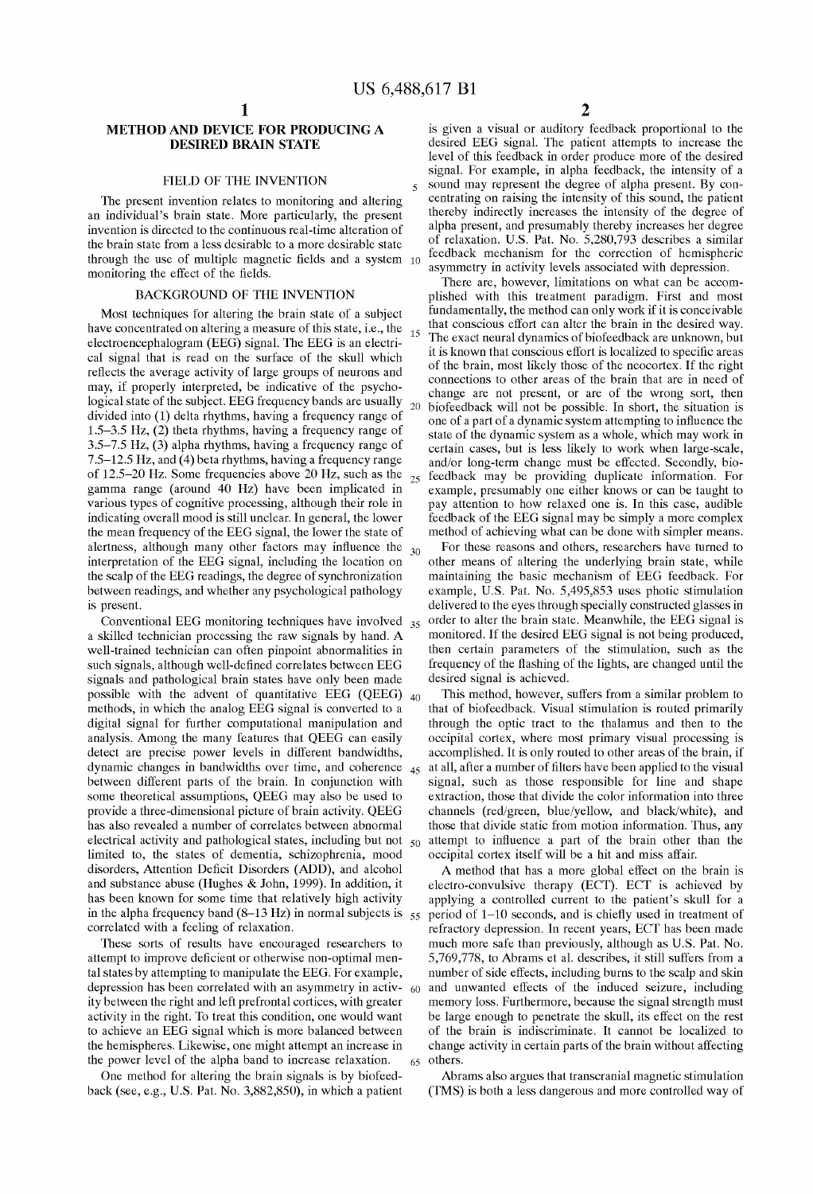# METHOD AND DEVICE FOR PRODUCING A DESIRED BRAIN STATE

## FIELD OF THE INVENTION

The present invention relates to monitoring and altering an individual's brain state. More particularly, the present invention is directed to the continuous real-time alteration of the brain state from a less desirable to a more desirable state through the use of multiple magnetic fields and a system monitoring the effect of the fields.

## BACKGROUND OF THE INVENTION

Most techniques for altering the brain state of a subject have concentrated on altering a measure of this state, i.e., the electroencephalogram (EEG) signal. The EEG is an electrical signal that is read on the surface of the skull which reflects the average activity of large groups of neurons and may, if properly interpreted, be indicative of the psychological state of the subject. EEG frequency bands are usually divided into (1) delta rhythms, having a frequency range of 1.5–3.5 Hz, (2) theta rhythms, having a frequency range of 3.5–7.5 Hz, (3) alpha rhythms, having a frequency range of 7.5–12.5 Hz, and (4) beta rhythms, having a frequency range of 12.5–20 Hz. Some frequencies above 20 Hz, such as the gamma range (around 40 Hz) have been implicated in various types of cognitive processing, although their role in indicating overall mood is still unclear. In general, the lower the mean frequency of the EEG signal, the lower the state of alertness, although many other factors may influence the interpretation of the EEG signal, including the location on the scalp of the EEG readings, the degree of synchronization between readings, and whether any psychological pathology is present.

Conventional EEG monitoring techniques have involved a skilled technician processing the raw signals by hand. A well-trained technician can often pinpoint abnormalities in such signals, although well-defined correlates between EEG signals and pathological brain states have only been made possible with the advent of quantitative EEG (QEEG) methods, in which the analog EEG signal is converted to a digital signal for further computational manipulation and analysis. Among the many features that QEEG can easily detect are precise power levels in different bandwidths, dynamic changes in bandwidths over time, and coherence between different parts of the brain. In conjunction with some theoretical assumptions, QEEG may also be used to provide a three-dimensional picture of brain activity. QEEG has also revealed a number of correlates between abnormal electrical activity and pathological states, including but not limited to, the states of dementia, schizophrenia, mood disorders, Attention Deficit Disorders (ADD), and alcohol and substance abuse (Hughes & John, 1999). In addition, it has been known for some time that relatively high activity in the alpha frequency band (8–13 Hz) in normal subjects is correlated with a feeling of relaxation.

These sorts of results have encouraged researchers to attempt to improve deficient or otherwise non-optimal mental states by attempting to manipulate the EEG. For example, depression has been correlated with an asymmetry in activity between the right and left prefrontal cortices, with greater activity in the right. To treat this condition, one would want to achieve an EEG signal which is more balanced between the hemispheres. Likewise, one might attempt an increase in the power level of the alpha band to increase relaxation.

One method for altering the brain signals is by biofeedback (see, e.g., U.S. Pat. No. 3,882,850), in which a patient is given a visual or auditory feedback proportional to the desired EEG signal. The patient attempts to increase the level of this feedback in order produce more of the desired signal. For example, in alpha feedback, the intensity of a sound may represent the degree of alpha present. By concentrating on raising the intensity of this sound, the patient thereby indirectly increases the intensity of the degree of alpha present, and presumably thereby increases her degree of relaxation. U.S. Pat. No. 5,280,793 describes a similar feedback mechanism for the correction of hemispheric asymmetry in activity levels associated with depression.

There are, however, limitations on what can be accomplished with this treatment paradigm. First and most fundamentally, the method can only work if it is conceivable that conscious effort can alter the brain in the desired way. The exact neural dynamics of biofeedback are unknown, but it is known that conscious effort is localized to specific areas of the brain, most likely those of the neocortex. If the right connections to other areas of the brain that are in need of change are not present, or are of the wrong sort, then biofeedback will not be possible. In short, the situation is one of a part of a dynamic system attempting to influence the state of the dynamic system as a whole, which may work in certain cases, but is less likely to work when large-scale, and/or long-term change must be effected. Secondly, biofeedback may be providing duplicate information. For example, presumably one either knows or can be taught to pay attention to how relaxed one is. In this case, audible feedback of the EEG signal may be simply a more complex method of achieving what can be done with simpler means.

For these reasons and others, researchers have turned to other means of altering the underlying brain state, while maintaining the basic mechanism of EEG feedback. For example, U.S. Pat. No. 5,495,853 uses photic stimulation delivered to the eyes through specially constructed glasses in order to alter the brain state. Meanwhile, the EEG signal is monitored. If the desired EEG signal is not being produced, then certain parameters of the stimulation, such as the frequency of the flashing of the lights, are changed until the desired signal is achieved.

This method, however, suffers from a similar problem to that of biofeedback. Visual stimulation is routed primarily through the optic tract to the thalamus and then to the occipital cortex, where most primary visual processing is accomplished. It is only routed to other areas of the brain, if at all, after a number of filters have been applied to the visual signal, such as those responsible for line and shape extraction, those that divide the color information into three channels (red/green, blue/yellow, and black/white), and those that divide static from motion information. Thus, any attempt to influence a part of the brain other than the occipital cortex itself will be a hit and miss affair.

A method that has a more global effect on the brain is electro-convulsive therapy (ECT). ECT is achieved by applying a controlled current to the patient's skull for a period of 1–10 seconds, and is chiefly used in treatment of refractory depression. In recent years, ECT has been made much more safe than previously, although as U.S. Pat. No. 5,769,778, to Abrams et al. describes, it still suffers from a number of side effects, including burns to the scalp and skin and unwanted effects of the induced seizure, including memory loss. Furthermore, because the signal strength must be large enough to penetrate the skull, its effect on the rest of the brain is indiscriminate. It cannot be localized to change activity in certain parts of the brain without affecting others.

Abrams also argues that transcranial magnetic stimulation (TMS) is both a less dangerous and more controlled way of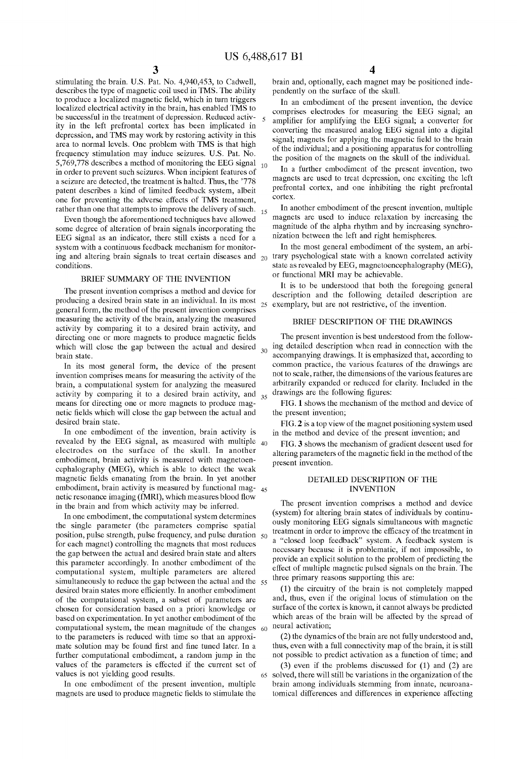stimulating the brain. U.S. Pat. No. 4,940,453, to Cadwell, describes the type of magnetic coil used in TMS. The ability to produce a localized magnetic field, which in turn triggers localized electrical activity in the brain, has enabled TMS to be successful in the treatment of depression. Reduced activity in the left prefrontal cortex has been implicated in depression, and TMS may work by restoring activity in this area to normal levels. One problem with TMS is that high frequency stimulation may induce seizures. U.S. Pat. No. 5,769,778 describes a method of monitoring the EEG signal in order to prevent such seizures. When incipient features of a seizure are detected, the treatment is halted. Thus, the '778 patent describes a kind of limited feedback system, albeit one for preventing the adverse effects of TMS treatment, rather than one that attempts to improve the delivery of such.

Even though the aforementioned techniques have allowed some degree of alteration of brain signals incorporating the EEG signal as an indicator, there still exists a need for a system with a continuous feedback mechanism for monitoring and altering brain signals to treat certain diseases and conditions.

## BRIEF SUMMARY OF THE INVENTION

The present invention comprises a method and device for producing a desired brain state in an individual. In its most general form, the method of the present invention comprises measuring the activity of the brain, analyzing the measured activity by comparing it to a desired brain activity, and directing one or more magnets to produce magnetic fields which will close the gap between the actual and desired brain state.

In its most general form, the device of the present invention comprises means for measuring the activity of the brain, a computational system for analyzing the measured activity by comparing it to a desired brain activity, and means for directing one or more magnets to produce magnetic fields which will close the gap between the actual and desired brain state.

In one embodiment of the invention, brain activity is revealed by the EEG signal, as measured with multiple electrodes on the surface of the skull. In another embodiment, brain activity is measured with magnetoencephalography (MEG), which is able to detect the weak magnetic fields emanating from the brain. In yet another embodiment, brain activity is measured by functional magnetic resonance imaging (fMRI), which measures blood flow in the brain and from which activity may be inferred.

In one embodiment, the computational system determines the single parameter (the parameters comprise spatial position, pulse strength, pulse frequency, and pulse duration for each magnet) controlling the magnets that most reduces the gap between the actual and desired brain state and alters this parameter accordingly. In another embodiment of the computational system, multiple parameters are altered simultaneously to reduce the gap between the actual and the desired brain states more efficiently. In another embodiment of the computational system, a subset of parameters are chosen for consideration based on a priori knowledge or based on experimentation. In yet another embodiment of the computational system, the mean magnitude of the changes to the parameters is reduced with time so that an approximate solution may be found first and fine tuned later. In a further computational embodiment, a random jump in the values of the parameters is effected if the current set of values is not yielding good results.

In one embodiment of the present invention, multiple magnets are used to produce magnetic fields to stimulate the brain and, optionally, each magnet may be positioned independently on the surface of the skull.

In an embodiment of the present invention, the device comprises electrodes for measuring the EEG signal; an amplifier for amplifying the EEG signal; a converter for converting the measured analog EEG signal into a digital signal; magnets for applying the magnetic field to the brain of the individual; and a positioning apparatus for controlling the position of the magnets on the skull of the individual.

In a further embodiment of the present invention, two magnets are used to treat depression, one exciting the left prefrontal cortex, and one inhibiting the right prefrontal cortex.

In another embodiment of the present invention, multiple magnets are used to induce relaxation by increasing the magnitude of the alpha rhythm and by increasing synchronization between the left and right hemispheres.

In the most general embodiment of the system, an arbitrary psychological state with a known correlated activity state as revealed by EEG, magnetoencephalography (MEG), or functional MRI may be achievable.

It is to be understood that both the foregoing general description and the following detailed description are exemplary, but are not restrictive, of the invention.

## BRIEF DESCRIPTION OF THE DRAWINGS

The present invention is best understood from the following detailed description when read in connection with the accompanying drawings. It is emphasized that, according to common practice, the various features of the drawings are not to scale, rather, the dimensions of the various features are arbitrarily expanded or reduced for clarity. Included in the drawings are the following figures:

FIG. 1 shows the mechanism of the method and device of the present invention;

FIG. 2 is a top view of the magnet positioning system used in the method and device of the present invention; and

FIG. 3 shows the mechanism of gradient descent used for altering parameters of the magnetic field in the method of the present invention.

## DETAILED DESCRIPTION OF THE INVENTION

The present invention comprises a method and device (system) for altering brain states of individuals by continuously monitoring EEG signals simultaneous with magnetic treatment in order to improve the efficacy of the treatment in a "closed loop feedback" system. A feedback system is necessary because it is problematic, if not impossible, to provide an explicit solution to the problem of predicting the effect of multiple magnetic pulsed signals on the brain. The three primary reasons supporting this are:

(1) the circuitry of the brain is not completely mapped and, thus, even if the original locus of stimulation on the surface of the cortex is known, it cannot always be predicted which areas of the brain will be affected by the spread of neural activation;

(2) the dynamics of the brain are not fully understood and, thus, even with a full connectivity map of the brain, it is still not possible to predict activation as a function of time; and

(3) even if the problems discussed for (1) and (2) are solved, there will still be variations in the organization of the brain among individuals stemming from innate, neuroanatomical differences and differences in experience affecting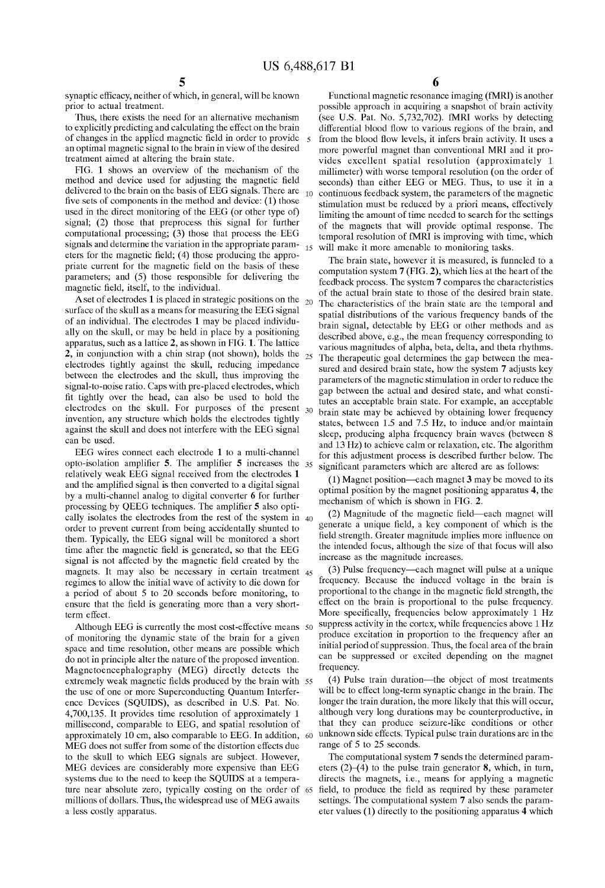synaptic efficacy, neither of which, in general, will be known prior to actual treatment.

Thus, there exists the need for an alternative mechanism to explicitly predicting and calculating the effect on the brain of changes in the applied magnetic field in order to provide an optimal magnetic signal to the brain in view of the desired treatment aimed at altering the brain state.

FIG. 1 shows an overview of the mechanism of the method and device used for adjusting the magnetic field delivered to the brain on the basis of EEG signals. There are five sets of components in the method and device: (1) those used in the direct monitoring of the EEG (or other type of) signal; (2) those that preprocess this signal for further computational processing; (3) those that process the EEG signals and determine the variation in the appropriate parameters for the magnetic field; (4) those producing the appropriate current for the magnetic field on the basis of these parameters; and (5) those responsible for delivering the magnetic field, itself, to the individual.

A set of electrodes **1** is placed in strategic positions on the surface of the skull as a means for measuring the EEG signal of an individual. The electrodes **1** may be placed individually on the skull, or may be held in place by a positioning apparatus, such as a lattice **2**, as shown in FIG. **1**. The lattice **2**, in conjunction with a chin strap (not shown), holds the electrodes tightly against the skull, reducing impedance between the electrodes and the skull, thus improving the signal-to-noise ratio. Caps with pre-placed electrodes, which fit tightly over the head, can also be used to hold the electrodes on the skull. For purposes of the present invention, any structure which holds the electrodes tightly against the skull and does not interfere with the EEG signal can be used.

EEG wires connect each electrode **1** to a multi-channel opto-isolation amplifier **5**. The amplifier **5** increases the relatively weak EEG signal received from the electrodes **1** and the amplified signal is then converted to a digital signal by a multi-channel analog to digital converter **6** for further processing by QEEG techniques. The amplifier **5** also optically isolates the electrodes from the rest of the system in order to prevent current from being accidentally shunted to them. Typically, the EEG signal will be monitored a short time after the magnetic field is generated, so that the EEG signal is not affected by the magnetic field created by the magnets. It may also be necessary in certain treatment regimes to allow the initial wave of activity to die down for a period of about 5 to 20 seconds before monitoring, to ensure that the field is generating more than a very short-term effect.

Although EEG is currently the most cost-effective means of monitoring the dynamic state of the brain for a given space and time resolution, other means are possible which do not in principle alter the nature of the proposed invention. Magnetoencephalography (MEG) directly detects the extremely weak magnetic fields produced by the brain with the use of one or more Superconducting Quantum Interference Devices (SQUIDS), as described in U.S. Pat. No. 4,700,135. It provides time resolution of approximately 1 millisecond, comparable to EEG, and spatial resolution of approximately 10 cm, also comparable to EEG. In addition, MEG does not suffer from some of the distortion effects due to the skull to which EEG signals are subject. However, MEG devices are considerably more expensive than EEG systems due to the need to keep the SQUIDS at a temperature near absolute zero, typically costing on the order of millions of dollars. Thus, the widespread use of MEG awaits a less costly apparatus.

Functional magnetic resonance imaging (fMRI) is another possible approach in acquiring a snapshot of brain activity (see U.S. Pat. No. 5,732,702). fMRI works by detecting differential blood flow to various regions of the brain, and from the blood flow levels, it infers brain activity. It uses a more powerful magnet than conventional MRI and it provides excellent spatial resolution (approximately 1 millimeter) with worse temporal resolution (on the order of seconds) than either EEG or MEG. Thus, to use it in a continuous feedback system, the parameters of the magnetic stimulation must be reduced by a priori means, effectively limiting the amount of time needed to search for the settings of the magnets that will provide optimal response. The temporal resolution of fMRI is improving with time, which will make it more amenable to monitoring tasks.

The brain state, however it is measured, is funneled to a computation system **7** (FIG. **2**), which lies at the heart of the feedback process. The system **7** compares the characteristics of the actual brain state to those of the desired brain state. The characteristics of the brain state are the temporal and spatial distributions of the various frequency bands of the brain signal, detectable by EEG or other methods and as described above, e.g., the mean frequency corresponding to various magnitudes of alpha, beta, delta, and theta rhythms. The therapeutic goal determines the gap between the measured and desired brain state, how the system **7** adjusts key parameters of the magnetic stimulation in order to reduce the gap between the actual and desired state, and what constitutes an acceptable brain state. For example, an acceptable brain state may be achieved by obtaining lower frequency states, between 1.5 and 7.5 Hz, to induce and/or maintain sleep, producing alpha frequency brain waves (between 8 and 13 Hz) to achieve calm or relaxation, etc. The algorithm for this adjustment process is described further below. The significant parameters which are altered are as follows:

(1) Magnet position—each magnet **3** may be moved to its optimal position by the magnet positioning apparatus **4**, the mechanism of which is shown in FIG. **2**.

(2) Magnitude of the magnetic field—each magnet will generate a unique field, a key component of which is the field strength. Greater magnitude implies more influence on the intended focus, although the size of that focus will also increase as the magnitude increases.

(3) Pulse frequency—each magnet will pulse at a unique frequency. Because the induced voltage in the brain is proportional to the change in the magnetic field strength, the effect on the brain is proportional to the pulse frequency. More specifically, frequencies below approximately 1 Hz suppress activity in the cortex, while frequencies above 1 Hz produce excitation in proportion to the frequency after an initial period of suppression. Thus, the focal area of the brain can be suppressed or excited depending on the magnet frequency.

(4) Pulse train duration—the object of most treatments will be to effect long-term synaptic change in the brain. The longer the train duration, the more likely that this will occur, although very long durations may be counterproductive, in that they can produce seizure-like conditions or other unknown side effects. Typical pulse train durations are in the range of 5 to 25 seconds.

The computational system **7** sends the determined parameters (2)–(4) to the pulse train generator **8**, which, in turn, directs the magnets, i.e., means for applying a magnetic field, to produce the field as required by these parameter settings. The computational system **7** also sends the parameter values (1) directly to the positioning apparatus **4** which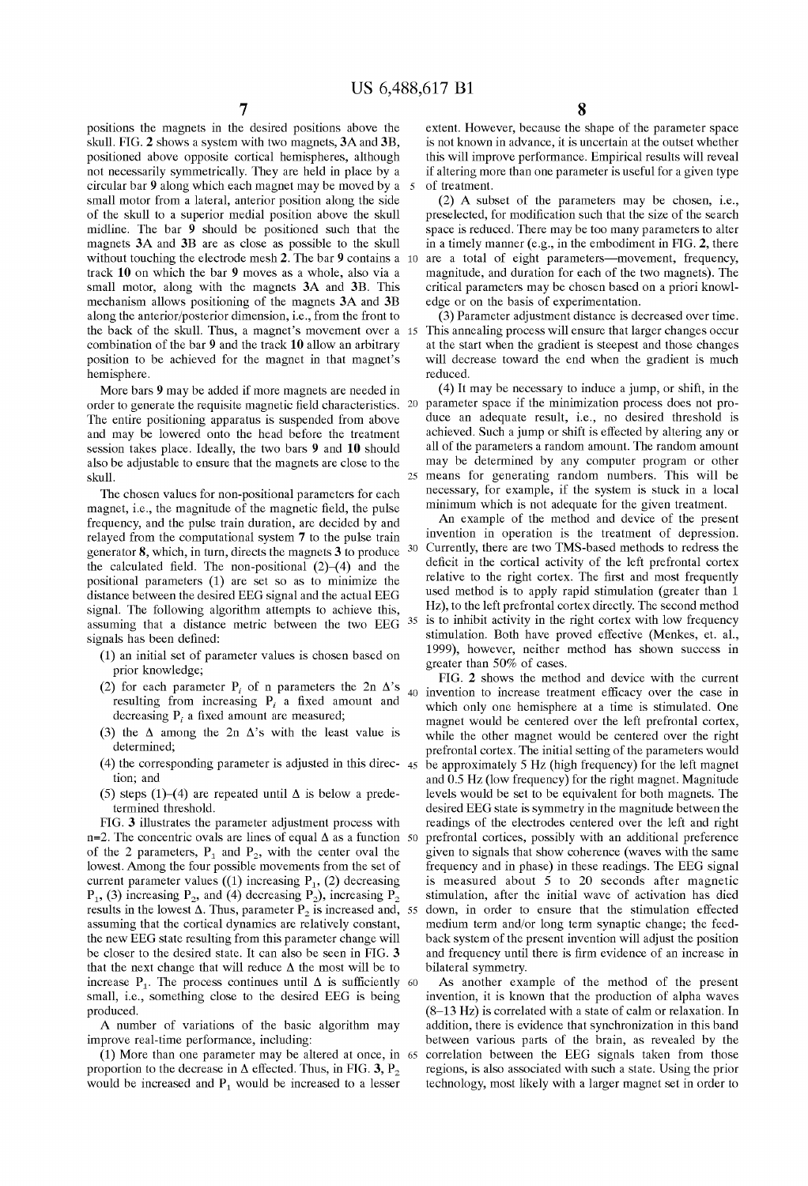positions the magnets in the desired positions above the skull. FIG. 2 shows a system with two magnets, 3A and 3B, positioned above opposite cortical hemispheres, although not necessarily symmetrically. They are held in place by a circular bar 9 along which each magnet may be moved by a small motor from a lateral, anterior position along the side of the skull to a superior medial position above the skull midline. The bar 9 should be positioned such that the magnets 3A and 3B are as close as possible to the skull without touching the electrode mesh 2. The bar 9 contains a track 10 on which the bar 9 moves as a whole, also via a small motor, along with the magnets 3A and 3B. This mechanism allows positioning of the magnets 3A and 3B along the anterior/posterior dimension, i.e., from the front to the back of the skull. Thus, a magnet's movement over a combination of the bar 9 and the track 10 allow an arbitrary position to be achieved for the magnet in that magnet's hemisphere.

More bars 9 may be added if more magnets are needed in order to generate the requisite magnetic field characteristics. The entire positioning apparatus is suspended from above and may be lowered onto the head before the treatment session takes place. Ideally, the two bars 9 and 10 should also be adjustable to ensure that the magnets are close to the skull.

The chosen values for non-positional parameters for each magnet, i.e., the magnitude of the magnetic field, the pulse frequency, and the pulse train duration, are decided by and relayed from the computational system 7 to the pulse train generator 8, which, in turn, directs the magnets 3 to produce the calculated field. The non-positional (2)–(4) and the positional parameters (1) are set so as to minimize the distance between the desired EEG signal and the actual EEG signal. The following algorithm attempts to achieve this, assuming that a distance metric between the two EEG signals has been defined:

(1) an initial set of parameter values is chosen based on prior knowledge;

(2) for each parameter $P_i$ of n parameters the 2n Δ's resulting from increasing $P_i$ a fixed amount and decreasing $P_i$ a fixed amount are measured;

(3) the Δ among the 2n Δ's with the least value is determined;

(4) the corresponding parameter is adjusted in this direction; and

(5) steps (1)–(4) are repeated until Δ is below a predetermined threshold.

FIG. 3 illustrates the parameter adjustment process with n=2. The concentric ovals are lines of equal Δ as a function of the 2 parameters, $P_1$ and $P_2$, with the center oval the lowest. Among the four possible movements from the set of current parameter values ((1) increasing $P_1$, (2) decreasing $P_1$, (3) increasing $P_2$, and (4) decreasing $P_2$), increasing $P_2$ results in the lowest Δ. Thus, parameter $P_2$ is increased and, assuming that the cortical dynamics are relatively constant, the new EEG state resulting from this parameter change will be closer to the desired state. It can also be seen in FIG. 3 that the next change that will reduce Δ the most will be to increase $P_1$. The process continues until Δ is sufficiently small, i.e., something close to the desired EEG is being produced.

A number of variations of the basic algorithm may improve real-time performance, including:

(1) More than one parameter may be altered at once, in proportion to the decrease in Δ effected. Thus, in FIG. 3, $P_2$ would be increased and $P_1$ would be increased to a lesser extent. However, because the shape of the parameter space is not known in advance, it is uncertain at the outset whether this will improve performance. Empirical results will reveal if altering more than one parameter is useful for a given type of treatment.

(2) A subset of the parameters may be chosen, i.e., preselected, for modification such that the size of the search space is reduced. There may be too many parameters to alter in a timely manner (e.g., in the embodiment in FIG. 2, there are a total of eight parameters—movement, frequency, magnitude, and duration for each of the two magnets). The critical parameters may be chosen based on a priori knowledge or on the basis of experimentation.

(3) Parameter adjustment distance is decreased over time. This annealing process will ensure that larger changes occur at the start when the gradient is steepest and those changes will decrease toward the end when the gradient is much reduced.

(4) It may be necessary to induce a jump, or shift, in the parameter space if the minimization process does not produce an adequate result, i.e., no desired threshold is achieved. Such a jump or shift is effected by altering any or all of the parameters a random amount. The random amount may be determined by any computer program or other means for generating random numbers. This will be necessary, for example, if the system is stuck in a local minimum which is not adequate for the given treatment.

An example of the method and device of the present invention in operation is the treatment of depression. Currently, there are two TMS-based methods to redress the deficit in the cortical activity of the left prefrontal cortex relative to the right cortex. The first and most frequently used method is to apply rapid stimulation (greater than 1 Hz), to the left prefrontal cortex directly. The second method is to inhibit activity in the right cortex with low frequency stimulation. Both have proved effective (Menkes, et. al., 1999), however, neither method has shown success in greater than 50% of cases.

FIG. 2 shows the method and device with the current invention to increase treatment efficacy over the case in which only one hemisphere at a time is stimulated. One magnet would be centered over the left prefrontal cortex, while the other magnet would be centered over the right prefrontal cortex. The initial setting of the parameters would be approximately 5 Hz (high frequency) for the left magnet and 0.5 Hz (low frequency) for the right magnet. Magnitude levels would be set to be equivalent for both magnets. The desired EEG state is symmetry in the magnitude between the readings of the electrodes centered over the left and right prefrontal cortices, possibly with an additional preference given to signals that show coherence (waves with the same frequency and in phase) in these readings. The EEG signal is measured about 5 to 20 seconds after magnetic stimulation, after the initial wave of activation has died down, in order to ensure that the stimulation effected medium term and/or long term synaptic change; the feedback system of the present invention will adjust the position and frequency until there is firm evidence of an increase in bilateral symmetry.

As another example of the method of the present invention, it is known that the production of alpha waves (8–13 Hz) is correlated with a state of calm or relaxation. In addition, there is evidence that synchronization in this band between various parts of the brain, as revealed by the correlation between the EEG signals taken from those regions, is also associated with such a state. Using the prior technology, most likely with a larger magnet set in order to